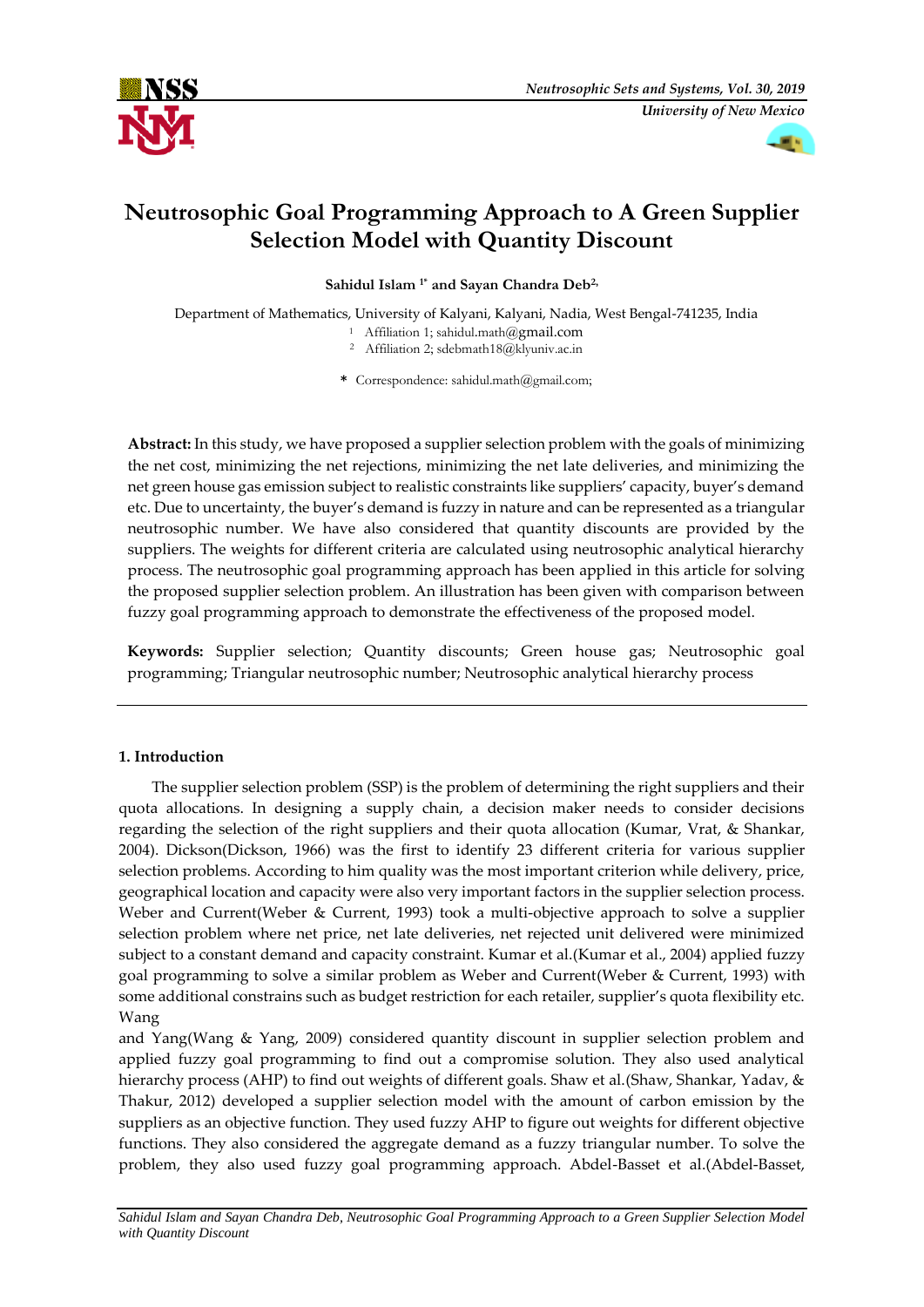# Neutrosophic Goal Programming Approach to A Green Supplier Selection Model with Quantity Discount

**Sahidul Islam [1*] and Sayan Chandra Deb [2,]**

Department of Mathematics, University of Kalyani, Kalyani, Nadia, West Bengal-741235, India

[1] Affiliation 1; sahidul.math@gmail.com

[2] Affiliation 2; sdebmath18@klyuniv.ac.in

**\*** Correspondence: sahidul.math@gmail.com;

**Abstract:** In this study, we have proposed a supplier selection problem with the goals of minimizing the net cost, minimizing the net rejections, minimizing the net late deliveries, and minimizing the net green house gas emission subject to realistic constraints like suppliers' capacity, buyer's demand etc. Due to uncertainty, the buyer's demand is fuzzy in nature and can be represented as a triangular neutrosophic number. We have also considered that quantity discounts are provided by the suppliers. The weights for different criteria are calculated using neutrosophic analytical hierarchy process. The neutrosophic goal programming approach has been applied in this article for solving the proposed supplier selection problem. An illustration has been given with comparison between fuzzy goal programming approach to demonstrate the effectiveness of the proposed model.

**Keywords:** Supplier selection; Quantity discounts; Green house gas; Neutrosophic goal programming; Triangular neutrosophic number; Neutrosophic analytical hierarchy process

## 1. Introduction

The supplier selection problem (SSP) is the problem of determining the right suppliers and their quota allocations. In designing a supply chain, a decision maker needs to consider decisions regarding the selection of the right suppliers and their quota allocation (Kumar, Vrat, & Shankar, 2004). Dickson(Dickson, 1966) was the first to identify 23 different criteria for various supplier selection problems. According to him quality was the most important criterion while delivery, price, geographical location and capacity were also very important factors in the supplier selection process. Weber and Current(Weber & Current, 1993) took a multi-objective approach to solve a supplier selection problem where net price, net late deliveries, net rejected unit delivered were minimized subject to a constant demand and capacity constraint. Kumar et al.(Kumar et al., 2004) applied fuzzy goal programming to solve a similar problem as Weber and Current(Weber & Current, 1993) with some additional constrains such as budget restriction for each retailer, supplier's quota flexibility etc. Wang and Yang(Wang & Yang, 2009) considered quantity discount in supplier selection problem and applied fuzzy goal programming to find out a compromise solution. They also used analytical hierarchy process (AHP) to find out weights of different goals. Shaw et al.(Shaw, Shankar, Yadav, & Thakur, 2012) developed a supplier selection model with the amount of carbon emission by the suppliers as an objective function. They used fuzzy AHP to figure out weights for different objective functions. They also considered the aggregate demand as a fuzzy triangular number. To solve the problem, they also used fuzzy goal programming approach. Abdel-Basset et al.(Abdel-Basset,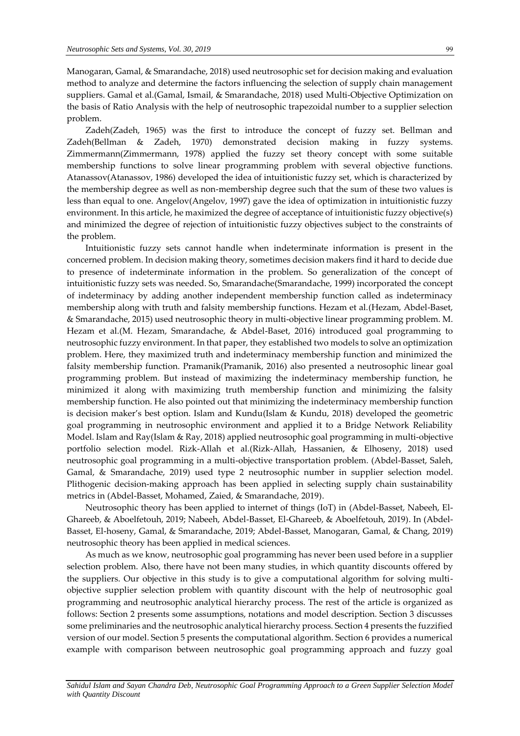Manogaran, Gamal, & Smarandache, 2018) used neutrosophic set for decision making and evaluation method to analyze and determine the factors influencing the selection of supply chain management suppliers. Gamal et al.(Gamal, Ismail, & Smarandache, 2018) used Multi-Objective Optimization on the basis of Ratio Analysis with the help of neutrosophic trapezoidal number to a supplier selection problem.

Zadeh(Zadeh, 1965) was the first to introduce the concept of fuzzy set. Bellman and Zadeh(Bellman & Zadeh, 1970) demonstrated decision making in fuzzy systems. Zimmermann(Zimmermann, 1978) applied the fuzzy set theory concept with some suitable membership functions to solve linear programming problem with several objective functions. Atanassov(Atanassov, 1986) developed the idea of intuitionistic fuzzy set, which is characterized by the membership degree as well as non-membership degree such that the sum of these two values is less than equal to one. Angelov(Angelov, 1997) gave the idea of optimization in intuitionistic fuzzy environment. In this article, he maximized the degree of acceptance of intuitionistic fuzzy objective(s) and minimized the degree of rejection of intuitionistic fuzzy objectives subject to the constraints of the problem.

Intuitionistic fuzzy sets cannot handle when indeterminate information is present in the concerned problem. In decision making theory, sometimes decision makers find it hard to decide due to presence of indeterminate information in the problem. So generalization of the concept of intuitionistic fuzzy sets was needed. So, Smarandache(Smarandache, 1999) incorporated the concept of indeterminacy by adding another independent membership function called as indeterminacy membership along with truth and falsity membership functions. Hezam et al.(Hezam, Abdel-Baset, & Smarandache, 2015) used neutrosophic theory in multi-objective linear programming problem. M. Hezam et al.(M. Hezam, Smarandache, & Abdel-Baset, 2016) introduced goal programming to neutrosophic fuzzy environment. In that paper, they established two models to solve an optimization problem. Here, they maximized truth and indeterminacy membership function and minimized the falsity membership function. Pramanik(Pramanik, 2016) also presented a neutrosophic linear goal programming problem. But instead of maximizing the indeterminacy membership function, he minimized it along with maximizing truth membership function and minimizing the falsity membership function. He also pointed out that minimizing the indeterminacy membership function is decision maker's best option. Islam and Kundu(Islam & Kundu, 2018) developed the geometric goal programming in neutrosophic environment and applied it to a Bridge Network Reliability Model. Islam and Ray(Islam & Ray, 2018) applied neutrosophic goal programming in multi-objective portfolio selection model. Rizk-Allah et al.(Rizk-Allah, Hassanien, & Elhoseny, 2018) used neutrosophic goal programming in a multi-objective transportation problem. (Abdel-Basset, Saleh, Gamal, & Smarandache, 2019) used type 2 neutrosophic number in supplier selection model. Plithogenic decision-making approach has been applied in selecting supply chain sustainability metrics in (Abdel-Basset, Mohamed, Zaied, & Smarandache, 2019).

Neutrosophic theory has been applied to internet of things (IoT) in (Abdel-Basset, Nabeeh, El-Ghareeb, & Aboelfetouh, 2019; Nabeeh, Abdel-Basset, El-Ghareeb, & Aboelfetouh, 2019). In (Abdel-Basset, El-hoseny, Gamal, & Smarandache, 2019; Abdel-Basset, Manogaran, Gamal, & Chang, 2019) neutrosophic theory has been applied in medical sciences.

As much as we know, neutrosophic goal programming has never been used before in a supplier selection problem. Also, there have not been many studies, in which quantity discounts offered by the suppliers. Our objective in this study is to give a computational algorithm for solving multi-objective supplier selection problem with quantity discount with the help of neutrosophic goal programming and neutrosophic analytical hierarchy process. The rest of the article is organized as follows: Section 2 presents some assumptions, notations and model description. Section 3 discusses some preliminaries and the neutrosophic analytical hierarchy process. Section 4 presents the fuzzified version of our model. Section 5 presents the computational algorithm. Section 6 provides a numerical example with comparison between neutrosophic goal programming approach and fuzzy goal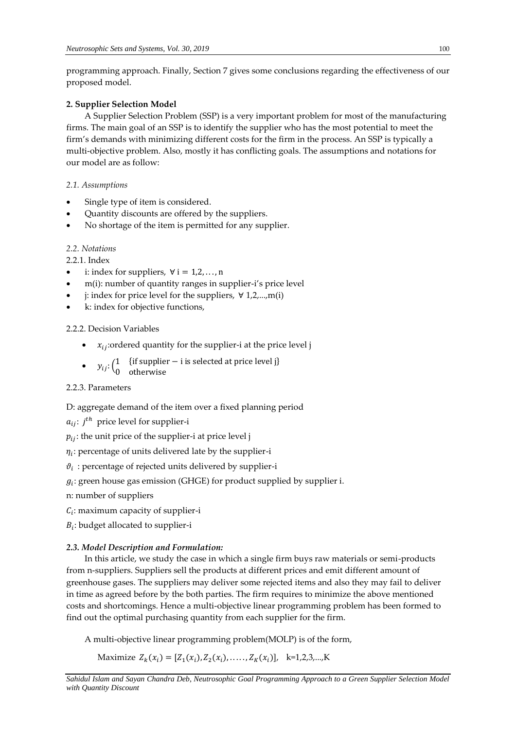programming approach. Finally, Section 7 gives some conclusions regarding the effectiveness of our proposed model.

## 2. Supplier Selection Model

A Supplier Selection Problem (SSP) is a very important problem for most of the manufacturing firms. The main goal of an SSP is to identify the supplier who has the most potential to meet the firm's demands with minimizing different costs for the firm in the process. An SSP is typically a multi-objective problem. Also, mostly it has conflicting goals. The assumptions and notations for our model are as follow:

### *2.1. Assumptions*

- Single type of item is considered.
- Quantity discounts are offered by the suppliers.
- No shortage of the item is permitted for any supplier.

### *2.2. Notations*

2.2.1. Index

- i: index for suppliers, $\forall$ i = 1,2, … , n
- m(i): number of quantity ranges in supplier-i's price level
- j: index for price level for the suppliers, $\forall$ 1,2,...,m(i)
- k: index for objective functions,

2.2.2. Decision Variables

- $x_{ij}$:ordered quantity for the supplier-i at the price level j
- $y_{ij}$: $\begin{cases} 1 & \text{\{if supplier} - \text{i is selected at price level j\}} \\ 0 & \text{otherwise} \end{cases}$

2.2.3. Parameters

D: aggregate demand of the item over a fixed planning period

$a_{ij}$: $j^{th}$ price level for supplier-i

$p_{ij}$: the unit price of the supplier-i at price level j

$\eta_i$: percentage of units delivered late by the supplier-i

$\vartheta_i$ : percentage of rejected units delivered by supplier-i

$g_i$: green house gas emission (GHGE) for product supplied by supplier i.

n: number of suppliers

$C_i$: maximum capacity of supplier-i

$B_i$: budget allocated to supplier-i

### ***2.3. Model Description and Formulation:***

In this article, we study the case in which a single firm buys raw materials or semi-products from n-suppliers. Suppliers sell the products at different prices and emit different amount of greenhouse gases. The suppliers may deliver some rejected items and also they may fail to deliver in time as agreed before by the both parties. The firm requires to minimize the above mentioned costs and shortcomings. Hence a multi-objective linear programming problem has been formed to find out the optimal purchasing quantity from each supplier for the firm.

A multi-objective linear programming problem(MOLP) is of the form,

Maximize $Z_k(x_i) = [Z_1(x_i), Z_2(x_i), \ldots\ldots, Z_K(x_i)]$, k=1,2,3,...,K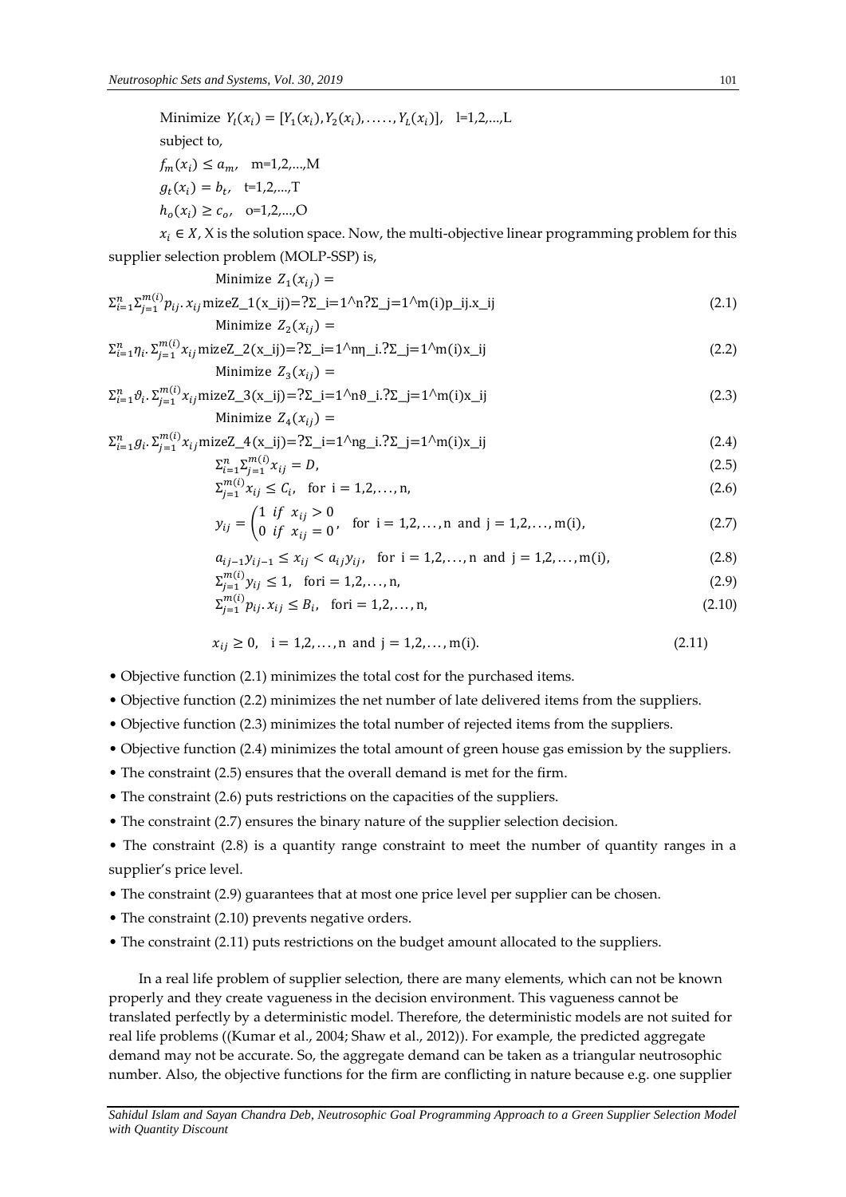Minimize $Y_l(x_i) = [Y_1(x_i), Y_2(x_i), \ldots\ldots, Y_L(x_i)]$, l=1,2,...,L

subject to,

$f_m(x_i) \leq a_m$, m=1,2,...,M

$g_t(x_i) = b_t$, t=1,2,...,T

$h_o(x_i) \geq c_o$, o=1,2,...,O

$x_i \in X$, X is the solution space. Now, the multi-objective linear programming problem for this supplier selection problem (MOLP-SSP) is,

$$\text{Minimize } Z_1(x_{ij}) = \Sigma_{i=1}^{n}\Sigma_{j=1}^{m(i)} p_{ij}.x_{ij} \tag{2.1}$$

$$\text{Minimize } Z_2(x_{ij}) = \Sigma_{i=1}^{n}\eta_i.\Sigma_{j=1}^{m(i)} x_{ij} \tag{2.2}$$

$$\text{Minimize } Z_3(x_{ij}) = \Sigma_{i=1}^{n}\vartheta_i.\Sigma_{j=1}^{m(i)} x_{ij} \tag{2.3}$$

$$\text{Minimize } Z_4(x_{ij}) = \Sigma_{i=1}^{n}g_i.\Sigma_{j=1}^{m(i)} x_{ij} \tag{2.4}$$

$$\Sigma_{i=1}^{n}\Sigma_{j=1}^{m(i)} x_{ij} = D, \tag{2.5}$$

$$\Sigma_{j=1}^{m(i)} x_{ij} \leq C_i, \quad \text{for i} = 1,2,\ldots,\text{n}, \tag{2.6}$$

$$y_{ij} = \begin{pmatrix} 1 & if \;\; x_{ij} > 0 \\ 0 & if \;\; x_{ij} = 0 \end{pmatrix}, \quad \text{for i} = 1,2,\ldots,\text{n and j} = 1,2,\ldots,\text{m(i)}, \tag{2.7}$$

$$a_{ij-1}y_{ij-1} \leq x_{ij} < a_{ij}y_{ij}, \quad \text{for i} = 1,2,\ldots,\text{n and j} = 1,2,\ldots,\text{m(i)}, \tag{2.8}$$

$$\Sigma_{j=1}^{m(i)} y_{ij} \leq 1, \quad \text{fori} = 1,2,\ldots,\text{n}, \tag{2.9}$$

$$\Sigma_{j=1}^{m(i)} p_{ij}.x_{ij} \leq B_i, \quad \text{fori} = 1,2,\ldots,\text{n}, \tag{2.10}$$

$$x_{ij} \geq 0, \quad \text{i} = 1,2,\ldots,\text{n and j} = 1,2,\ldots,\text{m(i)}. \tag{2.11}$$

- Objective function (2.1) minimizes the total cost for the purchased items.
- Objective function (2.2) minimizes the net number of late delivered items from the suppliers.
- Objective function (2.3) minimizes the total number of rejected items from the suppliers.
- Objective function (2.4) minimizes the total amount of green house gas emission by the suppliers.
- The constraint (2.5) ensures that the overall demand is met for the firm.
- The constraint (2.6) puts restrictions on the capacities of the suppliers.
- The constraint (2.7) ensures the binary nature of the supplier selection decision.
- The constraint (2.8) is a quantity range constraint to meet the number of quantity ranges in a supplier's price level.
- The constraint (2.9) guarantees that at most one price level per supplier can be chosen.
- The constraint (2.10) prevents negative orders.
- The constraint (2.11) puts restrictions on the budget amount allocated to the suppliers.

In a real life problem of supplier selection, there are many elements, which can not be known properly and they create vagueness in the decision environment. This vagueness cannot be translated perfectly by a deterministic model. Therefore, the deterministic models are not suited for real life problems ((Kumar et al., 2004; Shaw et al., 2012)). For example, the predicted aggregate demand may not be accurate. So, the aggregate demand can be taken as a triangular neutrosophic number. Also, the objective functions for the firm are conflicting in nature because e.g. one supplier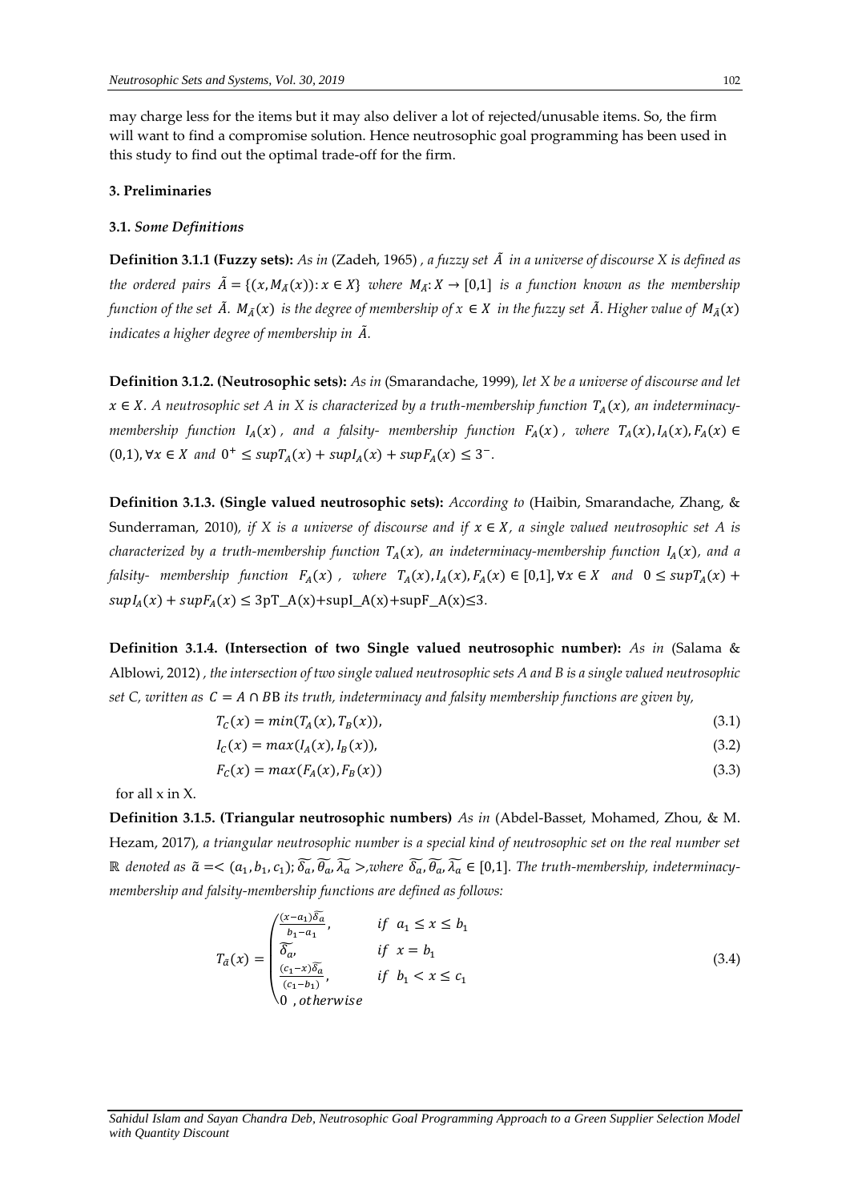may charge less for the items but it may also deliver a lot of rejected/unusable items. So, the firm will want to find a compromise solution. Hence neutrosophic goal programming has been used in this study to find out the optimal trade-off for the firm.

## 3. Preliminaries

### 3.1. *Some Definitions*

**Definition 3.1.1 (Fuzzy sets):** *As in* (Zadeh, 1965) *, a fuzzy set $\tilde{A}$ in a universe of discourse X is defined as the ordered pairs $\tilde{A} = \{(x, M_{\tilde{A}}(x)) : x \in X\}$ where $M_{\tilde{A}} : X \to [0,1]$ is a function known as the membership function of the set $\tilde{A}$. $M_{\tilde{A}}(x)$ is the degree of membership of $x \in X$ in the fuzzy set $\tilde{A}$. Higher value of $M_{\tilde{A}}(x)$ indicates a higher degree of membership in $\tilde{A}$.*

**Definition 3.1.2. (Neutrosophic sets):** *As in* (Smarandache, 1999)*, let X be a universe of discourse and let $x \in X$. A neutrosophic set A in X is characterized by a truth-membership function $T_A(x)$, an indeterminacy-membership function $I_A(x)$, and a falsity- membership function $F_A(x)$, where $T_A(x), I_A(x), F_A(x) \in (0,1), \forall x \in X$ and $0^+ \leq supT_A(x) + supI_A(x) + supF_A(x) \leq 3^-$.*

**Definition 3.1.3. (Single valued neutrosophic sets):** *According to* (Haibin, Smarandache, Zhang, & Sunderraman, 2010)*, if X is a universe of discourse and if $x \in X$, a single valued neutrosophic set A is characterized by a truth-membership function $T_A(x)$, an indeterminacy-membership function $I_A(x)$, and a falsity- membership function $F_A(x)$, where $T_A(x), I_A(x), F_A(x) \in [0,1], \forall x \in X$ and $0 \leq supT_A(x) + supI_A(x) + supF_A(x) \leq 3$*pT_A(x)+supI_A(x)+supF_A(x)≤3.

**Definition 3.1.4. (Intersection of two Single valued neutrosophic number):** *As in* (Salama & Alblowi, 2012) *, the intersection of two single valued neutrosophic sets A and B is a single valued neutrosophic set C, written as $C = A \cap B$*B *its truth, indeterminacy and falsity membership functions are given by,*

$$T_C(x) = min(T_A(x), T_B(x)), \tag{3.1}$$

$$I_C(x) = max(I_A(x), I_B(x)), \tag{3.2}$$

$$F_C(x) = max(F_A(x), F_B(x)) \tag{3.3}$$

for all x in X.

**Definition 3.1.5. (Triangular neutrosophic numbers)** *As in* (Abdel-Basset, Mohamed, Zhou, & M. Hezam, 2017)*, a triangular neutrosophic number is a special kind of neutrosophic set on the real number set $\mathbb{R}$ denoted as $\tilde{a} = < (a_1, b_1, c_1); \widetilde{\delta_a}, \widetilde{\theta_a}, \widetilde{\lambda_a} >$, where $\widetilde{\delta_a}, \widetilde{\theta_a}, \widetilde{\lambda_a} \in [0,1]$. The truth-membership, indeterminacy-membership and falsity-membership functions are defined as follows:*

$$T_{\tilde{a}}(x) = \begin{cases} \frac{(x-a_1)\widetilde{\delta_a}}{b_1 - a_1}, & if \ \ a_1 \leq x \leq b_1 \\ \widetilde{\delta_a}, & if \ \ x = b_1 \\ \frac{(c_1 - x)\widetilde{\delta_a}}{(c_1 - b_1)}, & if \ \ b_1 < x \leq c_1 \\ 0 \ , otherwise & \end{cases} \tag{3.4}$$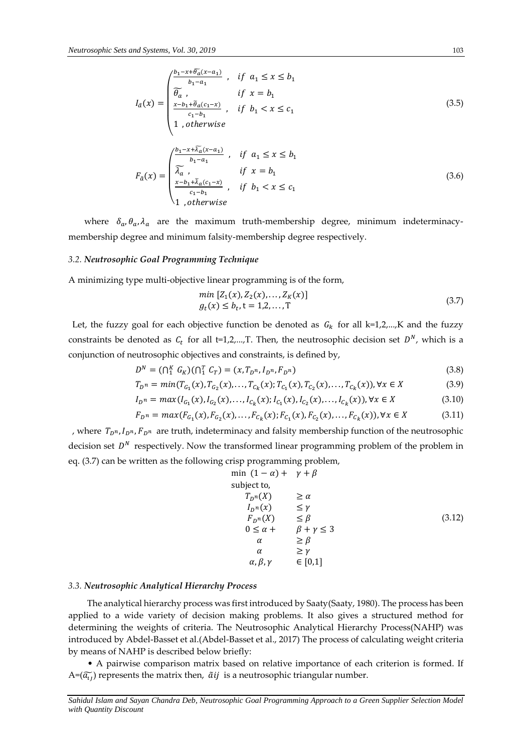$$I_{\tilde{a}}(x) = \begin{cases} \frac{b_1 - x + \widetilde{\theta_a}(x - a_1)}{b_1 - a_1}, & if \;\; a_1 \le x \le b_1 \\ \widetilde{\theta_a}, & if \;\; x = b_1 \\ \frac{x - b_1 + \widetilde{\theta}_a(c_1 - x)}{c_1 - b_1}, & if \;\; b_1 < x \le c_1 \\ 1 \;, otherwise & \end{cases} \tag{3.5}$$

$$F_{\tilde{a}}(x) = \begin{cases} \frac{b_1 - x + \widetilde{\lambda_a}(x - a_1)}{b_1 - a_1}, & if \;\; a_1 \le x \le b_1 \\ \widetilde{\lambda_a}, & if \;\; x = b_1 \\ \frac{x - b_1 + \widetilde{\lambda}_a(c_1 - x)}{c_1 - b_1}, & if \;\; b_1 < x \le c_1 \\ 1 \;, otherwise & \end{cases} \tag{3.6}$$

where $\delta_a, \theta_a, \lambda_a$ are the maximum truth-membership degree, minimum indeterminacy-membership degree and minimum falsity-membership degree respectively.

### 3.2. *Neutrosophic Goal Programming Technique*

A minimizing type multi-objective linear programming is of the form,

$$\begin{aligned} &min \; [Z_1(x), Z_2(x), \ldots, Z_K(x)] \\ &g_t(x) \le b_t, \text{t} = 1,2, \ldots, \text{T} \end{aligned} \tag{3.7}$$

Let, the fuzzy goal for each objective function be denoted as $G_k$ for all k=1,2,...,K and the fuzzy constraints be denoted as $C_t$ for all t=1,2,...,T. Then, the neutrosophic decision set $D^N$, which is a conjunction of neutrosophic objectives and constraints, is defined by,

$$D^N = (\cap_1^K \; G_K)(\cap_1^T \; C_T) = (x, T_{D^n}, I_{D^n}, F_{D^n}) \tag{3.8}$$

$$T_{D^n} = min(T_{G_1}(x), T_{G_2}(x), \ldots, T_{C_k}(x); T_{C_1}(x), T_{C_2}(x), \ldots, T_{C_k}(x)), \forall x \in X \tag{3.9}$$

$$I_{D^n} = max(I_{G_1}(x), I_{G_2}(x), \ldots, I_{C_k}(x); I_{C_1}(x), I_{C_2}(x), \ldots, I_{C_k}(x)), \forall x \in X \tag{3.10}$$

$$F_{D^n} = max(F_{G_1}(x), F_{G_2}(x), \ldots, F_{C_k}(x); F_{C_1}(x), F_{C_2}(x), \ldots, F_{C_k}(x)), \forall x \in X \tag{3.11}$$

, where $T_{D^n}, I_{D^n}, F_{D^n}$ are truth, indeterminacy and falsity membership function of the neutrosophic decision set $D^N$ respectively. Now the transformed linear programming problem of the problem in eq. (3.7) can be written as the following crisp programming problem,

$$\begin{aligned} &\text{min } \; (1 - \alpha) + \;\; \gamma + \beta \\ &\text{subject to,} \\ &\quad T_{D^n}(X) \quad \ge \alpha \\ &\quad I_{D^n}(x) \quad \le \gamma \\ &\quad F_{D^n}(X) \quad \le \beta \\ &\quad 0 \le \alpha + \quad \beta + \gamma \le 3 \\ &\quad \alpha \quad \ge \beta \\ &\quad \alpha \quad \ge \gamma \\ &\quad \alpha, \beta, \gamma \quad \in [0,1] \end{aligned} \tag{3.12}$$

### 3.3. *Neutrosophic Analytical Hierarchy Process*

The analytical hierarchy process was first introduced by Saaty(Saaty, 1980). The process has been applied to a wide variety of decision making problems. It also gives a structured method for determining the weights of criteria. The Neutrosophic Analytical Hierarchy Process(NAHP) was introduced by Abdel-Basset et al.(Abdel-Basset et al., 2017) The process of calculating weight criteria by means of NAHP is described below briefly:

- A pairwise comparison matrix based on relative importance of each criterion is formed. If A=($\widetilde{a_{ij}}$) represents the matrix then, $\tilde{a}ij$ is a neutrosophic triangular number.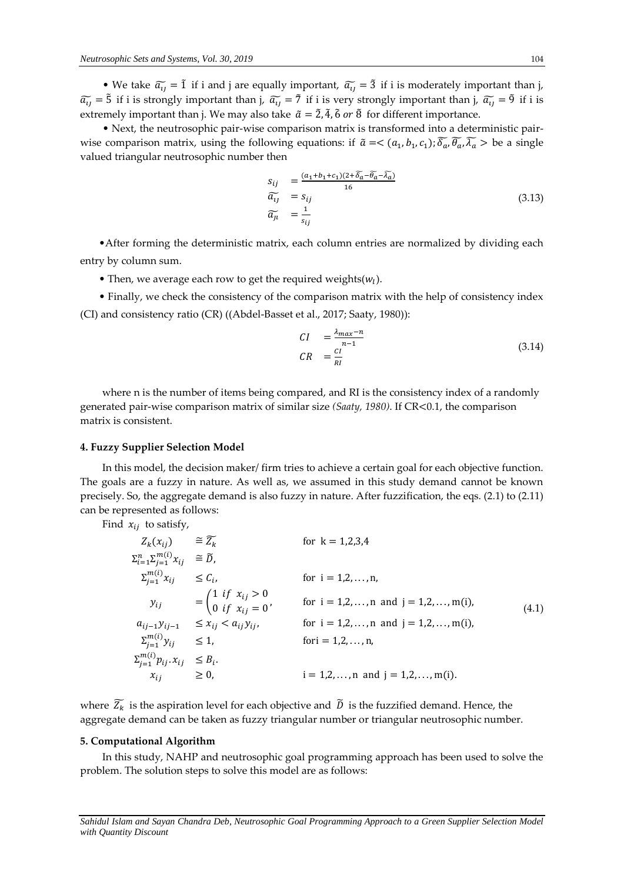• We take $\widetilde{a_{ij}} = \tilde{1}$ if i and j are equally important, $\widetilde{a_{ij}} = \tilde{3}$ if i is moderately important than j, $\widetilde{a_{ij}} = \tilde{5}$ if i is strongly important than j, $\widetilde{a_{ij}} = \tilde{7}$ if i is very strongly important than j, $\widetilde{a_{ij}} = \tilde{9}$ if i is extremely important than j. We may also take $\tilde{a} = \tilde{2}, \tilde{4}, \tilde{6}$ *or* $\tilde{8}$ for different importance.

• Next, the neutrosophic pair-wise comparison matrix is transformed into a deterministic pair-wise comparison matrix, using the following equations: if $\tilde{a} = < (a_1, b_1, c_1); \widetilde{\delta_a}, \widetilde{\theta_a}, \widetilde{\lambda_a} >$ be a single valued triangular neutrosophic number then

$$
\begin{aligned}
s_{ij} &= \frac{(a_1+b_1+c_1)(2+\widetilde{\delta_a}-\widetilde{\theta_a}-\widetilde{\lambda_a})}{16} \\
\widetilde{a_{ij}} &= s_{ij} \\
\widetilde{a_{ji}} &= \frac{1}{s_{ij}}
\end{aligned}
\tag{3.13}
$$

• After forming the deterministic matrix, each column entries are normalized by dividing each entry by column sum.

• Then, we average each row to get the required weights($w_l$).

• Finally, we check the consistency of the comparison matrix with the help of consistency index (CI) and consistency ratio (CR) ((Abdel-Basset et al., 2017; Saaty, 1980)):

$$
\begin{aligned}
CI &= \frac{\lambda_{max}-n}{n-1} \\
CR &= \frac{CI}{RI}
\end{aligned}
\tag{3.14}
$$

where n is the number of items being compared, and RI is the consistency index of a randomly generated pair-wise comparison matrix of similar size *(Saaty, 1980)*. If CR<0.1, the comparison matrix is consistent.

#### 4. Fuzzy Supplier Selection Model

In this model, the decision maker/ firm tries to achieve a certain goal for each objective function. The goals are a fuzzy in nature. As well as, we assumed in this study demand cannot be known precisely. So, the aggregate demand is also fuzzy in nature. After fuzzification, the eqs. (2.1) to (2.11) can be represented as follows:

Find $x_{ij}$ to satisfy,

$$
\begin{aligned}
Z_k(x_{ij}) &\cong \widetilde{Z_k} && \text{for } k = 1,2,3,4 \\
\Sigma_{i=1}^{n}\Sigma_{j=1}^{m(i)} x_{ij} &\cong \widetilde{D}, \\
\Sigma_{j=1}^{m(i)} x_{ij} &\leq C_i, && \text{for } i = 1,2,\ldots,n, \\
y_{ij} &= \begin{pmatrix} 1 \text{ if } x_{ij} > 0 \\ 0 \text{ if } x_{ij} = 0 \end{pmatrix}, && \text{for } i = 1,2,\ldots,n \text{ and } j = 1,2,\ldots,m(i), \\
a_{ij-1}y_{ij-1} &\leq x_{ij} < a_{ij}y_{ij}, && \text{for } i = 1,2,\ldots,n \text{ and } j = 1,2,\ldots,m(i), \\
\Sigma_{j=1}^{m(i)} y_{ij} &\leq 1, && \text{for } i = 1,2,\ldots,n, \\
\Sigma_{j=1}^{m(i)} p_{ij}.x_{ij} &\leq B_i. \\
x_{ij} &\geq 0, && i = 1,2,\ldots,n \text{ and } j = 1,2,\ldots,m(i).
\end{aligned}
\tag{4.1}
$$

where $\widetilde{Z_k}$ is the aspiration level for each objective and $\widetilde{D}$ is the fuzzified demand. Hence, the aggregate demand can be taken as fuzzy triangular number or triangular neutrosophic number.

#### 5. Computational Algorithm

In this study, NAHP and neutrosophic goal programming approach has been used to solve the problem. The solution steps to solve this model are as follows: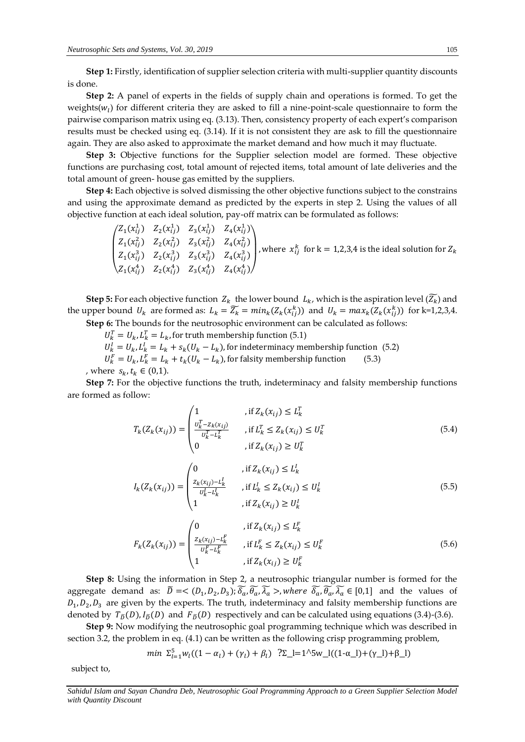**Step 1:** Firstly, identification of supplier selection criteria with multi-supplier quantity discounts is done.

**Step 2:** A panel of experts in the fields of supply chain and operations is formed. To get the weights($w_l$) for different criteria they are asked to fill a nine-point-scale questionnaire to form the pairwise comparison matrix using eq. (3.13). Then, consistency property of each expert's comparison results must be checked using eq. (3.14). If it is not consistent they are ask to fill the questionnaire again. They are also asked to approximate the market demand and how much it may fluctuate.

**Step 3:** Objective functions for the Supplier selection model are formed. These objective functions are purchasing cost, total amount of rejected items, total amount of late deliveries and the total amount of green- house gas emitted by the suppliers.

**Step 4:** Each objective is solved dismissing the other objective functions subject to the constrains and using the approximate demand as predicted by the experts in step 2. Using the values of all objective function at each ideal solution, pay-off matrix can be formulated as follows:

$$\begin{pmatrix} Z_1(x_{ij}^1) & Z_2(x_{ij}^1) & Z_3(x_{ij}^1) & Z_4(x_{ij}^1) \\ Z_1(x_{ij}^2) & Z_2(x_{ij}^2) & Z_3(x_{ij}^2) & Z_4(x_{ij}^2) \\ Z_1(x_{ij}^3) & Z_2(x_{ij}^3) & Z_3(x_{ij}^3) & Z_4(x_{ij}^3) \\ Z_1(x_{ij}^4) & Z_2(x_{ij}^4) & Z_3(x_{ij}^4) & Z_4(x_{ij}^4) \end{pmatrix}, \text{where } x_{ij}^k \text{ for k} = 1,2,3,4 \text{ is the ideal solution for } Z_k$$

**Step 5:** For each objective function $Z_k$ the lower bound $L_k$, which is the aspiration level ($\widetilde{Z_k}$) and the upper bound $U_k$ are formed as: $L_k = \widetilde{Z_k} = min_k(Z_k(x_{ij}^k))$ and $U_k = max_k(Z_k(x_{ij}^k))$ for k=1,2,3,4.

**Step 6:** The bounds for the neutrosophic environment can be calculated as follows:

$U_k^T = U_k, L_k^T = L_k$, for truth membership function (5.1)

$U_k^I = U_k, L_k^I = L_k + s_k(U_k - L_k)$, for indeterminacy membership function (5.2)

$U_k^F = U_k, L_k^F = L_k + t_k(U_k - L_k)$, for falsity membership function (5.3)

, where $s_k, t_k \in (0,1)$.

**Step 7:** For the objective functions the truth, indeterminacy and falsity membership functions are formed as follow:

$$T_k(Z_k(x_{ij})) = \begin{cases} 1 & \text{, if } Z_k(x_{ij}) \leq L_k^T \\ \frac{U_k^T - Z_k(x_{ij})}{U_k^T - L_k^T} & \text{, if } L_k^T \leq Z_k(x_{ij}) \leq U_k^T \\ 0 & \text{, if } Z_k(x_{ij}) \geq U_k^T \end{cases} \tag{5.4}$$

$$I_k(Z_k(x_{ij})) = \begin{cases} 0 & \text{, if } Z_k(x_{ij}) \leq L_k^I \\ \frac{Z_k(x_{ij}) - L_k^I}{U_k^I - L_k^I} & \text{, if } L_k^I \leq Z_k(x_{ij}) \leq U_k^I \\ 1 & \text{, if } Z_k(x_{ij}) \geq U_k^I \end{cases} \tag{5.5}$$

$$F_k(Z_k(x_{ij})) = \begin{cases} 0 & \text{, if } Z_k(x_{ij}) \leq L_k^F \\ \frac{Z_k(x_{ij}) - L_k^F}{U_k^F - L_k^F} & \text{, if } L_k^F \leq Z_k(x_{ij}) \leq U_k^F \\ 1 & \text{, if } Z_k(x_{ij}) \geq U_k^F \end{cases} \tag{5.6}$$

**Step 8:** Using the information in Step 2, a neutrosophic triangular number is formed for the aggregate demand as: $\widetilde{D} = <(D_1, D_2, D_3); \widetilde{\delta_a}, \widetilde{\theta_a}, \widetilde{\lambda_a}>$, *where* $\widetilde{\delta_a}, \widetilde{\theta_a}, \widetilde{\lambda_a} \in [0,1]$ and the values of $D_1, D_2, D_3$ are given by the experts. The truth, indeterminacy and falsity membership functions are denoted by $T_{\widetilde{D}}(D), I_{\widetilde{D}}(D)$ and $F_{\widetilde{D}}(D)$ respectively and can be calculated using equations (3.4)-(3.6).

**Step 9:** Now modifying the neutrosophic goal programming technique which was described in section 3.2, the problem in eq. (4.1) can be written as the following crisp programming problem,

$$min \ \sum_{l=1}^{5} w_l((1-\alpha_l) + (\gamma_l) + \beta_l)$$ ?Σ_l=1^5w_l((1-α_l)+(γ_l)+β_l)

subject to,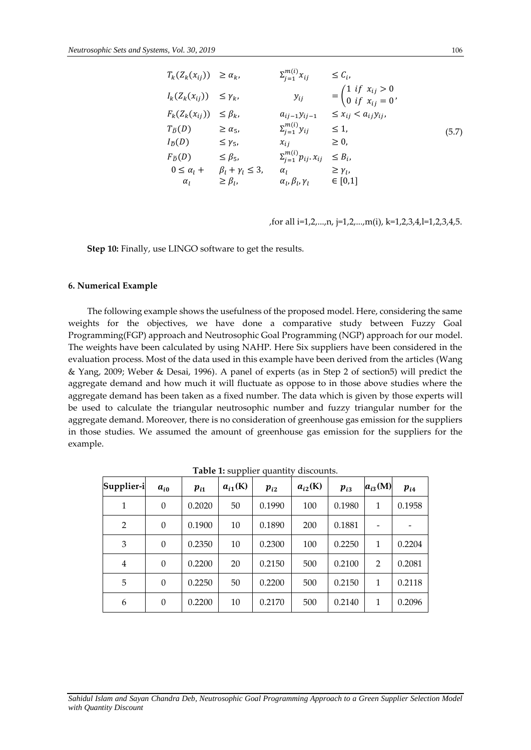$$
\begin{array}{llllll}
T_k(Z_k(x_{ij})) & \geq \alpha_k, & \Sigma_{j=1}^{m(i)} x_{ij} & \leq C_i, & & \\
I_k(Z_k(x_{ij})) & \leq \gamma_k, & y_{ij} & = \begin{pmatrix} 1 \ if \ x_{ij} > 0 \\ 0 \ if \ x_{ij} = 0 \end{pmatrix}, & & \\
F_k(Z_k(x_{ij})) & \leq \beta_k, & a_{ij-1} y_{ij-1} & \leq x_{ij} < a_{ij} y_{ij}, & & \\
T_{\widetilde{D}}(D) & \geq \alpha_5, & \Sigma_{j=1}^{m(i)} y_{ij} & \leq 1, & & (5.7) \\
I_{\widetilde{D}}(D) & \leq \gamma_5, & x_{ij} & \geq 0, & & \\
F_{\widetilde{D}}(D) & \leq \beta_5, & \Sigma_{j=1}^{m(i)} p_{ij}.\, x_{ij} & \leq B_i, & & \\
0 \leq \alpha_l + & \beta_l + \gamma_l \leq 3, & \alpha_l & \geq \gamma_l, & & \\
\alpha_l & \geq \beta_l, & \alpha_l, \beta_l, \gamma_l & \in [0,1] & &
\end{array}
$$

,for all i=1,2,...,n, j=1,2,...,m(i), k=1,2,3,4,l=1,2,3,4,5.

**Step 10:** Finally, use LINGO software to get the results.

### 6. Numerical Example

The following example shows the usefulness of the proposed model. Here, considering the same weights for the objectives, we have done a comparative study between Fuzzy Goal Programming(FGP) approach and Neutrosophic Goal Programming (NGP) approach for our model. The weights have been calculated by using NAHP. Here Six suppliers have been considered in the evaluation process. Most of the data used in this example have been derived from the articles (Wang & Yang, 2009; Weber & Desai, 1996). A panel of experts (as in Step 2 of section5) will predict the aggregate demand and how much it will fluctuate as oppose to in those above studies where the aggregate demand has been taken as a fixed number. The data which is given by those experts will be used to calculate the triangular neutrosophic number and fuzzy triangular number for the aggregate demand. Moreover, there is no consideration of greenhouse gas emission for the suppliers in those studies. We assumed the amount of greenhouse gas emission for the suppliers for the example.

**Table 1:** supplier quantity discounts.

| Supplier-i | $a_{i0}$ | $p_{i1}$ | $a_{i1}$(K) | $p_{i2}$ | $a_{i2}$(K) | $p_{i3}$ | $a_{i3}$(M) | $p_{i4}$ |
|---|---|---|---|---|---|---|---|---|
| 1 | 0 | 0.2020 | 50 | 0.1990 | 100 | 0.1980 | 1 | 0.1958 |
| 2 | 0 | 0.1900 | 10 | 0.1890 | 200 | 0.1881 | - | - |
| 3 | 0 | 0.2350 | 10 | 0.2300 | 100 | 0.2250 | 1 | 0.2204 |
| 4 | 0 | 0.2200 | 20 | 0.2150 | 500 | 0.2100 | 2 | 0.2081 |
| 5 | 0 | 0.2250 | 50 | 0.2200 | 500 | 0.2150 | 1 | 0.2118 |
| 6 | 0 | 0.2200 | 10 | 0.2170 | 500 | 0.2140 | 1 | 0.2096 |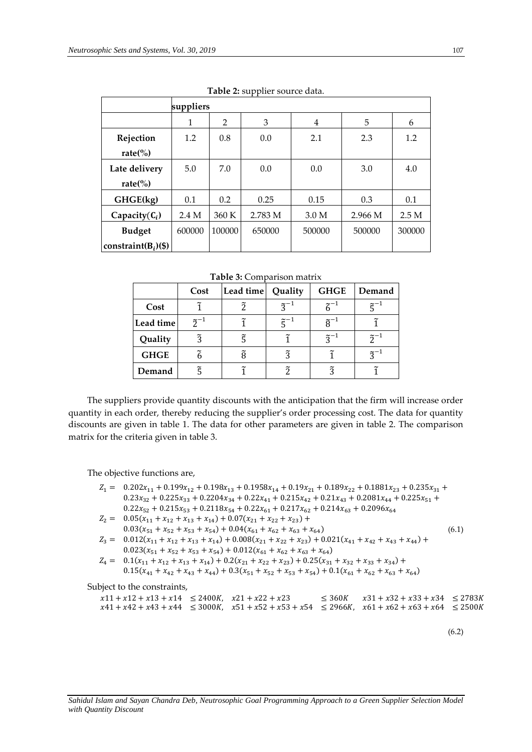**Table 2:** supplier source data.

| | suppliers | | | | | |
|---|---|---|---|---|---|---|
| | 1 | 2 | 3 | 4 | 5 | 6 |
| **Rejection rate(%)** | 1.2 | 0.8 | 0.0 | 2.1 | 2.3 | 1.2 |
| **Late delivery rate(%)** | 5.0 | 7.0 | 0.0 | 0.0 | 3.0 | 4.0 |
| **GHGE(kg)** | 0.1 | 0.2 | 0.25 | 0.15 | 0.3 | 0.1 |
| **Capacity($C_i$)** | 2.4 M | 360 K | 2.783 M | 3.0 M | 2.966 M | 2.5 M |
| **Budget constraint($B_i$)($)** | 600000 | 100000 | 650000 | 500000 | 500000 | 300000 |

**Table 3:** Comparison matrix

| | Cost | Lead time | Quality | GHGE | Demand |
|---|---|---|---|---|---|
| **Cost** | $\tilde{1}$ | $\tilde{2}$ | $\tilde{3}^{-1}$ | $\tilde{6}^{-1}$ | $\tilde{5}^{-1}$ |
| **Lead time** | $\tilde{2}^{-1}$ | $\tilde{1}$ | $\tilde{5}^{-1}$ | $\tilde{8}^{-1}$ | $\tilde{1}$ |
| **Quality** | $\tilde{3}$ | $\tilde{5}$ | $\tilde{1}$ | $\tilde{3}^{-1}$ | $\tilde{2}^{-1}$ |
| **GHGE** | $\tilde{6}$ | $\tilde{8}$ | $\tilde{3}$ | $\tilde{1}$ | $\tilde{3}^{-1}$ |
| **Demand** | $\tilde{5}$ | $\tilde{1}$ | $\tilde{2}$ | $\tilde{3}$ | $\tilde{1}$ |

The suppliers provide quantity discounts with the anticipation that the firm will increase order quantity in each order, thereby reducing the supplier's order processing cost. The data for quantity discounts are given in table 1. The data for other parameters are given in table 2. The comparison matrix for the criteria given in table 3.

The objective functions are,

$$
\begin{aligned}
Z_1 = \; & 0.202x_{11} + 0.199x_{12} + 0.198x_{13} + 0.1958x_{14} + 0.19x_{21} + 0.189x_{22} + 0.1881x_{23} + 0.235x_{31} + \\
& 0.23x_{32} + 0.225x_{33} + 0.2204x_{34} + 0.22x_{41} + 0.215x_{42} + 0.21x_{43} + 0.2081x_{44} + 0.225x_{51} + \\
& 0.22x_{52} + 0.215x_{53} + 0.2118x_{54} + 0.22x_{61} + 0.217x_{62} + 0.214x_{63} + 0.2096x_{64} \\
Z_2 = \; & 0.05(x_{11} + x_{12} + x_{13} + x_{14}) + 0.07(x_{21} + x_{22} + x_{23}) + \\
& 0.03(x_{51} + x_{52} + x_{53} + x_{54}) + 0.04(x_{61} + x_{62} + x_{63} + x_{64}) \\
Z_3 = \; & 0.012(x_{11} + x_{12} + x_{13} + x_{14}) + 0.008(x_{21} + x_{22} + x_{23}) + 0.021(x_{41} + x_{42} + x_{43} + x_{44}) + \\
& 0.023(x_{51} + x_{52} + x_{53} + x_{54}) + 0.012(x_{61} + x_{62} + x_{63} + x_{64}) \\
Z_4 = \; & 0.1(x_{11} + x_{12} + x_{13} + x_{14}) + 0.2(x_{21} + x_{22} + x_{23}) + 0.25(x_{31} + x_{32} + x_{33} + x_{34}) + \\
& 0.15(x_{41} + x_{42} + x_{43} + x_{44}) + 0.3(x_{51} + x_{52} + x_{53} + x_{54}) + 0.1(x_{61} + x_{62} + x_{63} + x_{64})
\end{aligned}
\tag{6.1}
$$

Subject to the constraints,

$$
\begin{aligned}
& x11 + x12 + x13 + x14 \le 2400K, \quad x21 + x22 + x23 \le 360K \quad x31 + x32 + x33 + x34 \le 2783K \\
& x41 + x42 + x43 + x44 \le 3000K, \quad x51 + x52 + x53 + x54 \le 2966K, \quad x61 + x62 + x63 + x64 \le 2500K
\end{aligned}
$$

(6.2)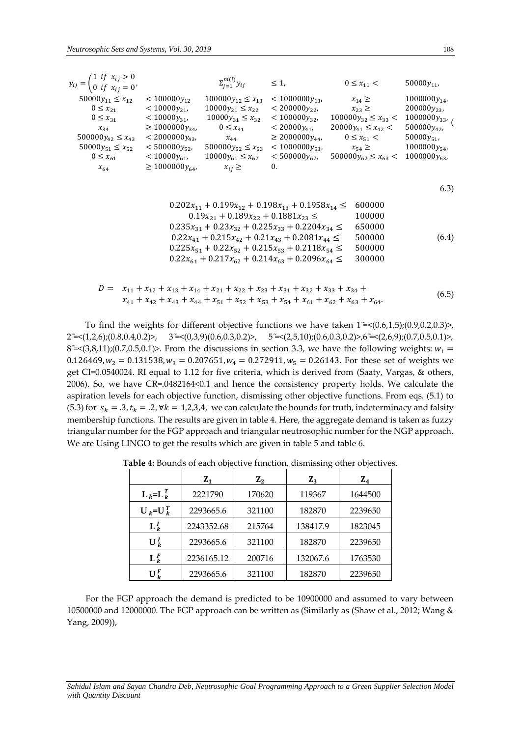$$y_{ij} = \begin{cases} 1 & if\ x_{ij} > 0 \\ 0 & if\ x_{ij} = 0 \end{cases}, \quad \Sigma_{j=1}^{m(i)} y_{ij} \leq 1, \quad 0 \leq x_{11} < 50000y_{11},$$

$$\begin{array}{llllll}
50000y_{11} \leq x_{12} & < 100000y_{12} & 100000y_{12} \leq x_{13} & < 1000000y_{13}, & x_{14} \geq & 1000000y_{14}, \\
0 \leq x_{21} & < 10000y_{21}, & 10000y_{21} \leq x_{22} & < 200000y_{22}, & x_{23} \geq & 200000y_{23}, \\
0 \leq x_{31} & < 10000y_{31}, & 10000y_{31} \leq x_{32} & < 100000y_{32}, & 100000y_{32} \leq x_{33} < & 1000000y_{33}, \\
x_{34} & \geq 1000000y_{34}, & 0 \leq x_{41} & < 20000y_{41}, & 20000y_{41} \leq x_{42} < & 500000y_{42}, \\
500000y_{42} \leq x_{43} & < 2000000y_{43}, & x_{44} & \geq 2000000y_{44}, & 0 \leq x_{51} < & 50000y_{51}, \\
50000y_{51} \leq x_{52} & < 500000y_{52}, & 500000y_{52} \leq x_{53} & < 1000000y_{53}, & x_{54} \geq & 1000000y_{54}, \\
0 \leq x_{61} & < 10000y_{61}, & 10000y_{61} \leq x_{62} & < 500000y_{62}, & 500000y_{62} \leq x_{63} < & 1000000y_{63}, \\
x_{64} & \geq 1000000y_{64}, & x_{ij} \geq & 0. & &
\end{array} \tag{6.3}$$

$$\begin{array}{ll}
0.202x_{11} + 0.199x_{12} + 0.198x_{13} + 0.1958x_{14} \leq & 600000 \\
0.19x_{21} + 0.189x_{22} + 0.1881x_{23} \leq & 100000 \\
0.235x_{31} + 0.23x_{32} + 0.225x_{33} + 0.2204x_{34} \leq & 650000 \\
0.22x_{41} + 0.215x_{42} + 0.21x_{43} + 0.2081x_{44} \leq & 500000 \\
0.225x_{51} + 0.22x_{52} + 0.215x_{53} + 0.2118x_{54} \leq & 500000 \\
0.22x_{61} + 0.217x_{62} + 0.214x_{63} + 0.2096x_{64} \leq & 300000
\end{array} \tag{6.4}$$

$$\begin{aligned} D = \ & x_{11} + x_{12} + x_{13} + x_{14} + x_{21} + x_{22} + x_{23} + x_{31} + x_{32} + x_{33} + x_{34} + \\ & x_{41} + x_{42} + x_{43} + x_{44} + x_{51} + x_{52} + x_{53} + x_{54} + x_{61} + x_{62} + x_{63} + x_{64}. \end{aligned} \tag{6.5}$$

To find the weights for different objective functions we have taken $\tilde{1}$=<(0.6,1,5);(0.9,0.2,0.3)>, $\tilde{2}$=<(1,2,6);(0.8,0.4,0.2)>, $\tilde{3}$=<(0,3,9)(0.6,0.3,0.2)>, $\tilde{5}$=<(2,5,10);(0.6,0.3,0.2)>,$\tilde{6}$=<(2,6,9);(0.7,0.5,0.1)>, $\tilde{8}$=<(3,8,11);(0.7,0.5,0.1)>. From the discussions in section 3.3, we have the following weights: $w_1 = 0.126469, w_2 = 0.131538, w_3 = 0.207651, w_4 = 0.272911, w_5 = 0.26143$. For these set of weights we get CI=0.0540024. RI equal to 1.12 for five criteria, which is derived from (Saaty, Vargas, & others, 2006). So, we have CR=.0482164<0.1 and hence the consistency property holds. We calculate the aspiration levels for each objective function, dismissing other objective functions. From eqs. (5.1) to (5.3) for $s_k = .3, t_k = .2, \forall k = 1,2,3,4,$ we can calculate the bounds for truth, indeterminacy and falsity membership functions. The results are given in table 4. Here, the aggregate demand is taken as fuzzy triangular number for the FGP approach and triangular neutrosophic number for the NGP approach. We are Using LINGO to get the results which are given in table 5 and table 6.

**Table 4:** Bounds of each objective function, dismissing other objectives.

| | $Z_1$ | $Z_2$ | $Z_3$ | $Z_4$ |
|---|---|---|---|---|
| $L_k$=$L_k^T$ | 2221790 | 170620 | 119367 | 1644500 |
| $U_k$=$U_k^T$ | 2293665.6 | 321100 | 182870 | 2239650 |
| $L_k^I$ | 2243352.68 | 215764 | 138417.9 | 1823045 |
| $U_k^I$ | 2293665.6 | 321100 | 182870 | 2239650 |
| $L_k^F$ | 2236165.12 | 200716 | 132067.6 | 1763530 |
| $U_k^F$ | 2293665.6 | 321100 | 182870 | 2239650 |

For the FGP approach the demand is predicted to be 10900000 and assumed to vary between 10500000 and 12000000. The FGP approach can be written as (Similarly as (Shaw et al., 2012; Wang & Yang, 2009)),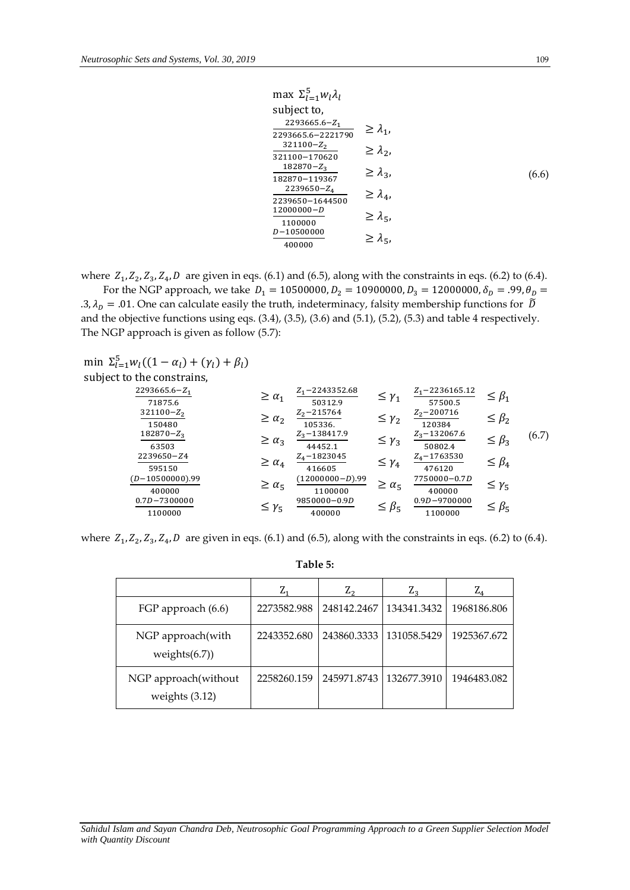$$
\begin{aligned}
&\max\ \Sigma_{l=1}^{5} w_l \lambda_l \\
&\text{subject to,} \\
&\frac{2293665.6 - Z_1}{2293665.6 - 2221790} \geq \lambda_1, \\
&\frac{321100 - Z_2}{321100 - 170620} \geq \lambda_2, \\
&\frac{182870 - Z_3}{182870 - 119367} \geq \lambda_3, \\
&\frac{2239650 - Z_4}{2239650 - 1644500} \geq \lambda_4, \\
&\frac{12000000 - D}{1100000} \geq \lambda_5, \\
&\frac{D - 10500000}{400000} \geq \lambda_5,
\end{aligned}
\tag{6.6}
$$

where $Z_1, Z_2, Z_3, Z_4, D$ are given in eqs. (6.1) and (6.5), along with the constraints in eqs. (6.2) to (6.4).

For the NGP approach, we take $D_1 = 10500000, D_2 = 10900000, D_3 = 12000000, \delta_D = .99, \theta_D = .3, \lambda_D = .01$. One can calculate easily the truth, indeterminacy, falsity membership functions for $\widetilde{D}$ and the objective functions using eqs. (3.4), (3.5), (3.6) and (5.1), (5.2), (5.3) and table 4 respectively. The NGP approach is given as follow (5.7):

$$
\min\ \Sigma_{l=1}^{5} w_l ((1-\alpha_l) + (\gamma_l) + \beta_l)
$$

subject to the constrains,

$$
\begin{array}{llllll}
\frac{2293665.6 - Z_1}{71875.6} \geq \alpha_1 & \frac{Z_1 - 2243352.68}{50312.9} \leq \gamma_1 & \frac{Z_1 - 2236165.12}{57500.5} \leq \beta_1 \\
\frac{321100 - Z_2}{150480} \geq \alpha_2 & \frac{Z_2 - 215764}{105336.} \leq \gamma_2 & \frac{Z_2 - 200716}{120384} \leq \beta_2 \\
\frac{182870 - Z_3}{63503} \geq \alpha_3 & \frac{Z_3 - 138417.9}{44452.1} \leq \gamma_3 & \frac{Z_3 - 132067.6}{50802.4} \leq \beta_3 \\
\frac{2239650 - Z4}{595150} \geq \alpha_4 & \frac{Z_4 - 1823045}{416605} \leq \gamma_4 & \frac{Z_4 - 1763530}{476120} \leq \beta_4 \\
\frac{(D - 10500000).99}{400000} \geq \alpha_5 & \frac{(12000000 - D).99}{1100000} \geq \alpha_5 & \frac{7750000 - 0.7D}{400000} \leq \gamma_5 \\
\frac{0.7D - 7300000}{1100000} \leq \gamma_5 & \frac{9850000 - 0.9D}{400000} \leq \beta_5 & \frac{0.9D - 9700000}{1100000} \leq \beta_5
\end{array}
\tag{6.7}
$$

where $Z_1, Z_2, Z_3, Z_4, D$ are given in eqs. (6.1) and (6.5), along with the constraints in eqs. (6.2) to (6.4).

**Table 5:**

| | $Z_1$ | $Z_2$ | $Z_3$ | $Z_4$ |
|---|---|---|---|---|
| FGP approach (6.6) | 2273582.988 | 248142.2467 | 134341.3432 | 1968186.806 |
| NGP approach(with weights(6.7)) | 2243352.680 | 243860.3333 | 131058.5429 | 1925367.672 |
| NGP approach(without weights (3.12) | 2258260.159 | 245971.8743 | 132677.3910 | 1946483.082 |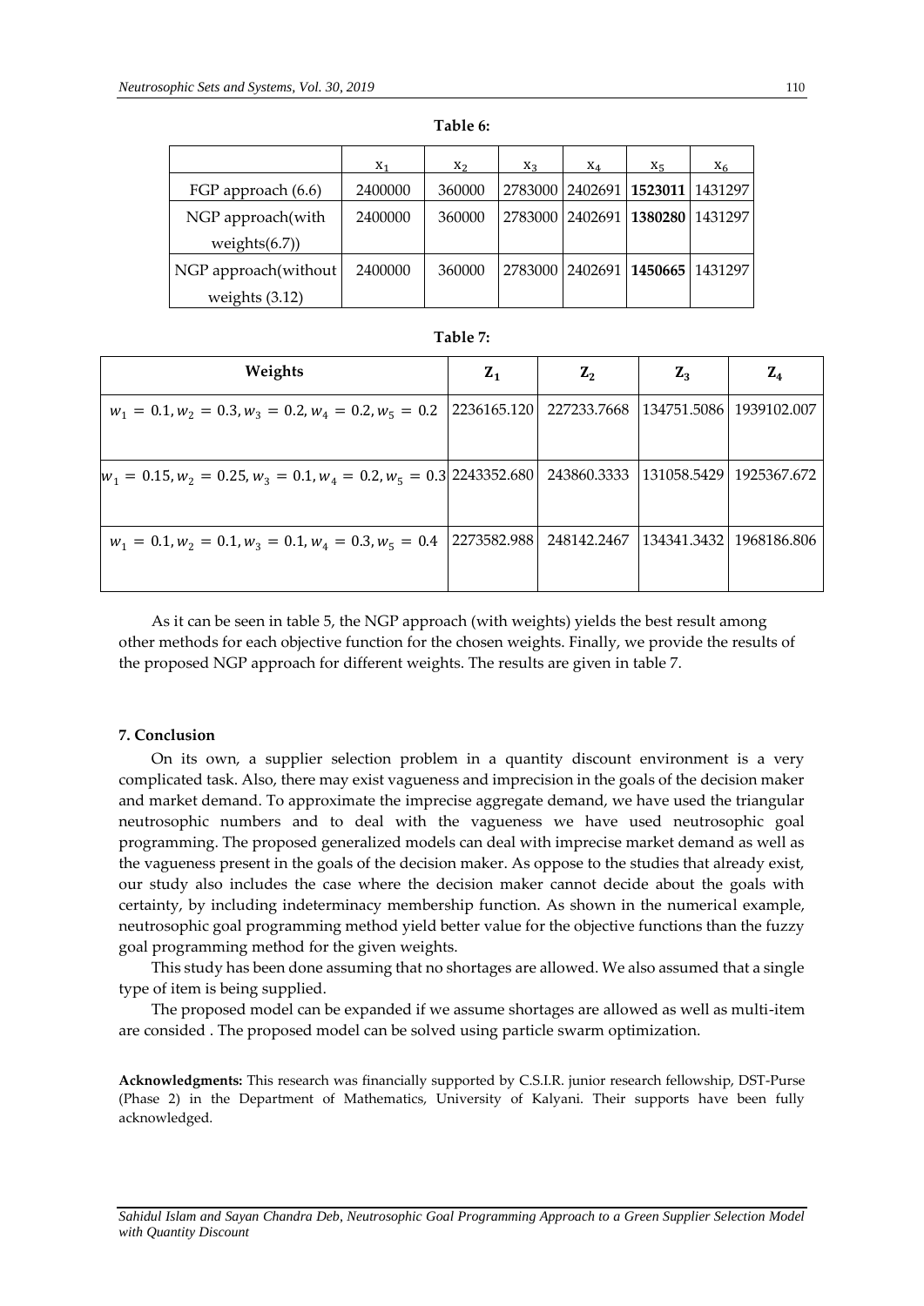**Table 6:**

| | $x_1$ | $x_2$ | $x_3$ | $x_4$ | $x_5$ | $x_6$ |
|---|---|---|---|---|---|---|
| FGP approach (6.6) | 2400000 | 360000 | 2783000 | 2402691 | **1523011** | 1431297 |
| NGP approach(with weights(6.7)) | 2400000 | 360000 | 2783000 | 2402691 | **1380280** | 1431297 |
| NGP approach(without weights (3.12) | 2400000 | 360000 | 2783000 | 2402691 | **1450665** | 1431297 |

**Table 7:**

| Weights | $Z_1$ | $Z_2$ | $Z_3$ | $Z_4$ |
|---|---|---|---|---|
| $w_1 = 0.1, w_2 = 0.3, w_3 = 0.2, w_4 = 0.2, w_5 = 0.2$ | 2236165.120 | 227233.7668 | 134751.5086 | 1939102.007 |
| $w_1 = 0.15, w_2 = 0.25, w_3 = 0.1, w_4 = 0.2, w_5 = 0.3$ | 2243352.680 | 243860.3333 | 131058.5429 | 1925367.672 |
| $w_1 = 0.1, w_2 = 0.1, w_3 = 0.1, w_4 = 0.3, w_5 = 0.4$ | 2273582.988 | 248142.2467 | 134341.3432 | 1968186.806 |

As it can be seen in table 5, the NGP approach (with weights) yields the best result among other methods for each objective function for the chosen weights. Finally, we provide the results of the proposed NGP approach for different weights. The results are given in table 7.

## 7. Conclusion

On its own, a supplier selection problem in a quantity discount environment is a very complicated task. Also, there may exist vagueness and imprecision in the goals of the decision maker and market demand. To approximate the imprecise aggregate demand, we have used the triangular neutrosophic numbers and to deal with the vagueness we have used neutrosophic goal programming. The proposed generalized models can deal with imprecise market demand as well as the vagueness present in the goals of the decision maker. As oppose to the studies that already exist, our study also includes the case where the decision maker cannot decide about the goals with certainty, by including indeterminacy membership function. As shown in the numerical example, neutrosophic goal programming method yield better value for the objective functions than the fuzzy goal programming method for the given weights.

This study has been done assuming that no shortages are allowed. We also assumed that a single type of item is being supplied.

The proposed model can be expanded if we assume shortages are allowed as well as multi-item are consided . The proposed model can be solved using particle swarm optimization.

**Acknowledgments:** This research was financially supported by C.S.I.R. junior research fellowship, DST-Purse (Phase 2) in the Department of Mathematics, University of Kalyani. Their supports have been fully acknowledged.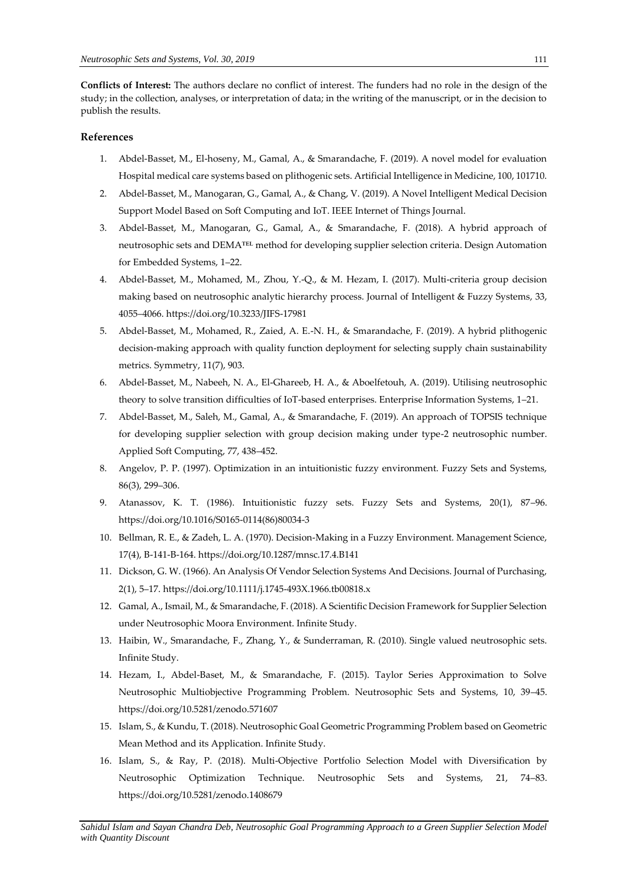**Conflicts of Interest:** The authors declare no conflict of interest. The funders had no role in the design of the study; in the collection, analyses, or interpretation of data; in the writing of the manuscript, or in the decision to publish the results.

## References

1. Abdel-Basset, M., El-hoseny, M., Gamal, A., & Smarandache, F. (2019). A novel model for evaluation Hospital medical care systems based on plithogenic sets. Artificial Intelligence in Medicine, 100, 101710.
2. Abdel-Basset, M., Manogaran, G., Gamal, A., & Chang, V. (2019). A Novel Intelligent Medical Decision Support Model Based on Soft Computing and IoT. IEEE Internet of Things Journal.
3. Abdel-Basset, M., Manogaran, G., Gamal, A., & Smarandache, F. (2018). A hybrid approach of neutrosophic sets and DEMATEL method for developing supplier selection criteria. Design Automation for Embedded Systems, 1–22.
4. Abdel-Basset, M., Mohamed, M., Zhou, Y.-Q., & M. Hezam, I. (2017). Multi-criteria group decision making based on neutrosophic analytic hierarchy process. Journal of Intelligent & Fuzzy Systems, 33, 4055–4066. https://doi.org/10.3233/JIFS-17981
5. Abdel-Basset, M., Mohamed, R., Zaied, A. E.-N. H., & Smarandache, F. (2019). A hybrid plithogenic decision-making approach with quality function deployment for selecting supply chain sustainability metrics. Symmetry, 11(7), 903.
6. Abdel-Basset, M., Nabeeh, N. A., El-Ghareeb, H. A., & Aboelfetouh, A. (2019). Utilising neutrosophic theory to solve transition difficulties of IoT-based enterprises. Enterprise Information Systems, 1–21.
7. Abdel-Basset, M., Saleh, M., Gamal, A., & Smarandache, F. (2019). An approach of TOPSIS technique for developing supplier selection with group decision making under type-2 neutrosophic number. Applied Soft Computing, 77, 438–452.
8. Angelov, P. P. (1997). Optimization in an intuitionistic fuzzy environment. Fuzzy Sets and Systems, 86(3), 299–306.
9. Atanassov, K. T. (1986). Intuitionistic fuzzy sets. Fuzzy Sets and Systems, 20(1), 87–96. https://doi.org/10.1016/S0165-0114(86)80034-3
10. Bellman, R. E., & Zadeh, L. A. (1970). Decision-Making in a Fuzzy Environment. Management Science, 17(4), B-141-B-164. https://doi.org/10.1287/mnsc.17.4.B141
11. Dickson, G. W. (1966). An Analysis Of Vendor Selection Systems And Decisions. Journal of Purchasing, 2(1), 5–17. https://doi.org/10.1111/j.1745-493X.1966.tb00818.x
12. Gamal, A., Ismail, M., & Smarandache, F. (2018). A Scientific Decision Framework for Supplier Selection under Neutrosophic Moora Environment. Infinite Study.
13. Haibin, W., Smarandache, F., Zhang, Y., & Sunderraman, R. (2010). Single valued neutrosophic sets. Infinite Study.
14. Hezam, I., Abdel-Baset, M., & Smarandache, F. (2015). Taylor Series Approximation to Solve Neutrosophic Multiobjective Programming Problem. Neutrosophic Sets and Systems, 10, 39–45. https://doi.org/10.5281/zenodo.571607
15. Islam, S., & Kundu, T. (2018). Neutrosophic Goal Geometric Programming Problem based on Geometric Mean Method and its Application. Infinite Study.
16. Islam, S., & Ray, P. (2018). Multi-Objective Portfolio Selection Model with Diversification by Neutrosophic Optimization Technique. Neutrosophic Sets and Systems, 21, 74–83. https://doi.org/10.5281/zenodo.1408679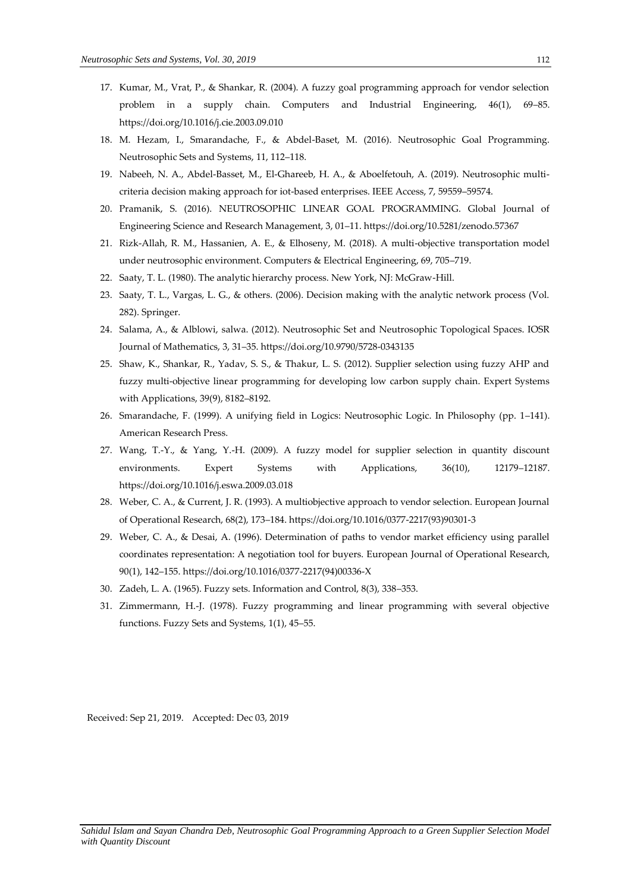17. Kumar, M., Vrat, P., & Shankar, R. (2004). A fuzzy goal programming approach for vendor selection problem in a supply chain. Computers and Industrial Engineering, 46(1), 69–85. https://doi.org/10.1016/j.cie.2003.09.010
18. M. Hezam, I., Smarandache, F., & Abdel-Baset, M. (2016). Neutrosophic Goal Programming. Neutrosophic Sets and Systems, 11, 112–118.
19. Nabeeh, N. A., Abdel-Basset, M., El-Ghareeb, H. A., & Aboelfetouh, A. (2019). Neutrosophic multi-criteria decision making approach for iot-based enterprises. IEEE Access, 7, 59559–59574.
20. Pramanik, S. (2016). NEUTROSOPHIC LINEAR GOAL PROGRAMMING. Global Journal of Engineering Science and Research Management, 3, 01–11. https://doi.org/10.5281/zenodo.57367
21. Rizk-Allah, R. M., Hassanien, A. E., & Elhoseny, M. (2018). A multi-objective transportation model under neutrosophic environment. Computers & Electrical Engineering, 69, 705–719.
22. Saaty, T. L. (1980). The analytic hierarchy process. New York, NJ: McGraw-Hill.
23. Saaty, T. L., Vargas, L. G., & others. (2006). Decision making with the analytic network process (Vol. 282). Springer.
24. Salama, A., & Alblowi, salwa. (2012). Neutrosophic Set and Neutrosophic Topological Spaces. IOSR Journal of Mathematics, 3, 31–35. https://doi.org/10.9790/5728-0343135
25. Shaw, K., Shankar, R., Yadav, S. S., & Thakur, L. S. (2012). Supplier selection using fuzzy AHP and fuzzy multi-objective linear programming for developing low carbon supply chain. Expert Systems with Applications, 39(9), 8182–8192.
26. Smarandache, F. (1999). A unifying field in Logics: Neutrosophic Logic. In Philosophy (pp. 1–141). American Research Press.
27. Wang, T.-Y., & Yang, Y.-H. (2009). A fuzzy model for supplier selection in quantity discount environments. Expert Systems with Applications, 36(10), 12179–12187. https://doi.org/10.1016/j.eswa.2009.03.018
28. Weber, C. A., & Current, J. R. (1993). A multiobjective approach to vendor selection. European Journal of Operational Research, 68(2), 173–184. https://doi.org/10.1016/0377-2217(93)90301-3
29. Weber, C. A., & Desai, A. (1996). Determination of paths to vendor market efficiency using parallel coordinates representation: A negotiation tool for buyers. European Journal of Operational Research, 90(1), 142–155. https://doi.org/10.1016/0377-2217(94)00336-X
30. Zadeh, L. A. (1965). Fuzzy sets. Information and Control, 8(3), 338–353.
31. Zimmermann, H.-J. (1978). Fuzzy programming and linear programming with several objective functions. Fuzzy Sets and Systems, 1(1), 45–55.

Received: Sep 21, 2019. Accepted: Dec 03, 2019